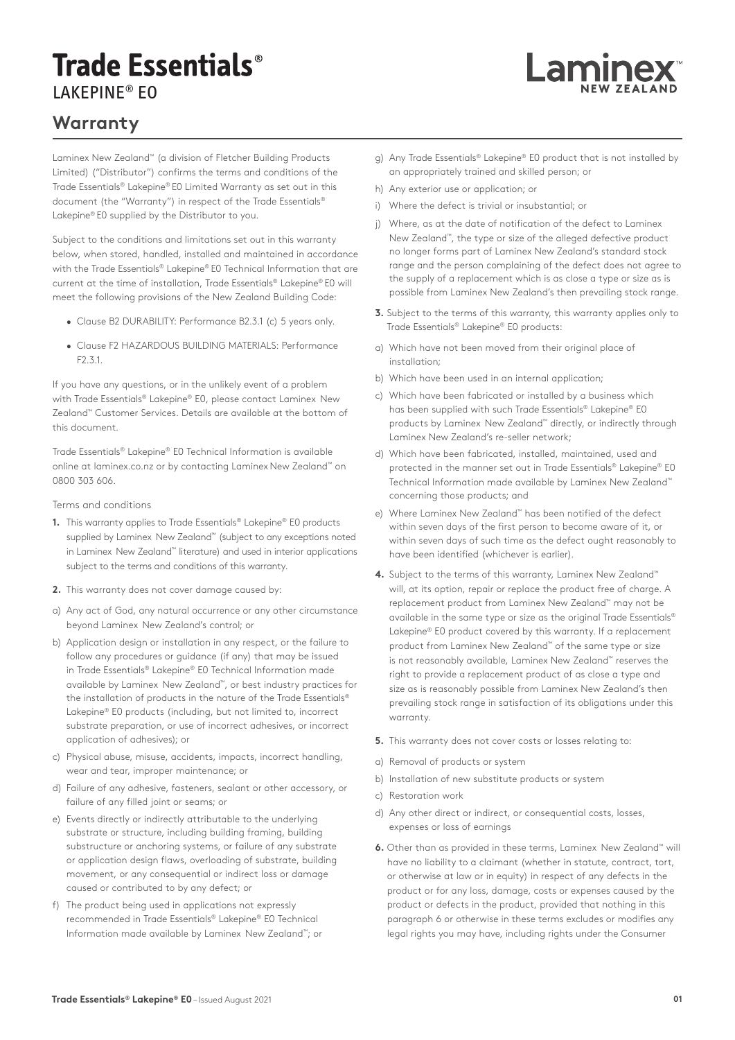# Trade Essentials®

LAKEPINE® E0

Laminex™ NEW ZEALAND

## Warranty

Laminex New Zealand™ (a division of Fletcher Building Products Limited) ("Distributor") confirms the terms and conditions of the Trade Essentials® Lakepine® E0 Limited Warranty as set out in this document (the "Warranty") in respect of the Trade Essentials® Lakepine® E0 supplied by the Distributor to you.

Subject to the conditions and limitations set out in this warranty below, when stored, handled, installed and maintained in accordance with the Trade Essentials® Lakepine® E0 Technical Information that are current at the time of installation, Trade Essentials® Lakepine® E0 will meet the following provisions of the New Zealand Building Code:

- Clause B2 DURABILITY: Performance B2.3.1 (c) 5 years only.
- Clause F2 HAZARDOUS BUILDING MATERIALS: Performance F2.3.1.

If you have any questions, or in the unlikely event of a problem with Trade Essentials® Lakepine® E0, please contact Laminex New Zealand™ Customer Services. Details are available at the bottom of this document.

Trade Essentials® Lakepine® E0 Technical Information is available online at laminex.co.nz or by contacting Laminex New Zealand™ on 0800 303 606.

Terms and conditions

**1.** This warranty applies to Trade Essentials® Lakepine® E0 products supplied by Laminex New Zealand™ (subject to any exceptions noted in Laminex New Zealand™ literature) and used in interior applications subject to the terms and conditions of this warranty.

**2.** This warranty does not cover damage caused by:

a) Any act of God, any natural occurrence or any other circumstance beyond Laminex New Zealand's control; or

b) Application design or installation in any respect, or the failure to follow any procedures or guidance (if any) that may be issued in Trade Essentials® Lakepine® E0 Technical Information made available by Laminex New Zealand™, or best industry practices for the installation of products in the nature of the Trade Essentials® Lakepine® E0 products (including, but not limited to, incorrect substrate preparation, or use of incorrect adhesives, or incorrect application of adhesives); or

c) Physical abuse, misuse, accidents, impacts, incorrect handling, wear and tear, improper maintenance; or

d) Failure of any adhesive, fasteners, sealant or other accessory, or failure of any filled joint or seams; or

e) Events directly or indirectly attributable to the underlying substrate or structure, including building framing, building substructure or anchoring systems, or failure of any substrate or application design flaws, overloading of substrate, building movement, or any consequential or indirect loss or damage caused or contributed to by any defect; or

f) The product being used in applications not expressly recommended in Trade Essentials® Lakepine® E0 Technical Information made available by Laminex New Zealand™; or

g) Any Trade Essentials® Lakepine® E0 product that is not installed by an appropriately trained and skilled person; or

h) Any exterior use or application; or

i) Where the defect is trivial or insubstantial; or

j) Where, as at the date of notification of the defect to Laminex New Zealand™, the type or size of the alleged defective product no longer forms part of Laminex New Zealand's standard stock range and the person complaining of the defect does not agree to the supply of a replacement which is as close a type or size as is possible from Laminex New Zealand's then prevailing stock range.

**3.** Subject to the terms of this warranty, this warranty applies only to Trade Essentials® Lakepine® E0 products:

a) Which have not been moved from their original place of installation;

b) Which have been used in an internal application;

c) Which have been fabricated or installed by a business which has been supplied with such Trade Essentials® Lakepine® E0 products by Laminex New Zealand™ directly, or indirectly through Laminex New Zealand's re-seller network;

d) Which have been fabricated, installed, maintained, used and protected in the manner set out in Trade Essentials® Lakepine® E0 Technical Information made available by Laminex New Zealand™ concerning those products; and

e) Where Laminex New Zealand™ has been notified of the defect within seven days of the first person to become aware of it, or within seven days of such time as the defect ought reasonably to have been identified (whichever is earlier).

**4.** Subject to the terms of this warranty, Laminex New Zealand™ will, at its option, repair or replace the product free of charge. A replacement product from Laminex New Zealand™ may not be available in the same type or size as the original Trade Essentials® Lakepine® E0 product covered by this warranty. If a replacement product from Laminex New Zealand™ of the same type or size is not reasonably available, Laminex New Zealand™ reserves the right to provide a replacement product of as close a type and size as is reasonably possible from Laminex New Zealand's then prevailing stock range in satisfaction of its obligations under this warranty.

**5.** This warranty does not cover costs or losses relating to:

a) Removal of products or system

b) Installation of new substitute products or system

c) Restoration work

d) Any other direct or indirect, or consequential costs, losses, expenses or loss of earnings

**6.** Other than as provided in these terms, Laminex New Zealand™ will have no liability to a claimant (whether in statute, contract, tort, or otherwise at law or in equity) in respect of any defects in the product or for any loss, damage, costs or expenses caused by the product or defects in the product, provided that nothing in this paragraph 6 or otherwise in these terms excludes or modifies any legal rights you may have, including rights under the Consumer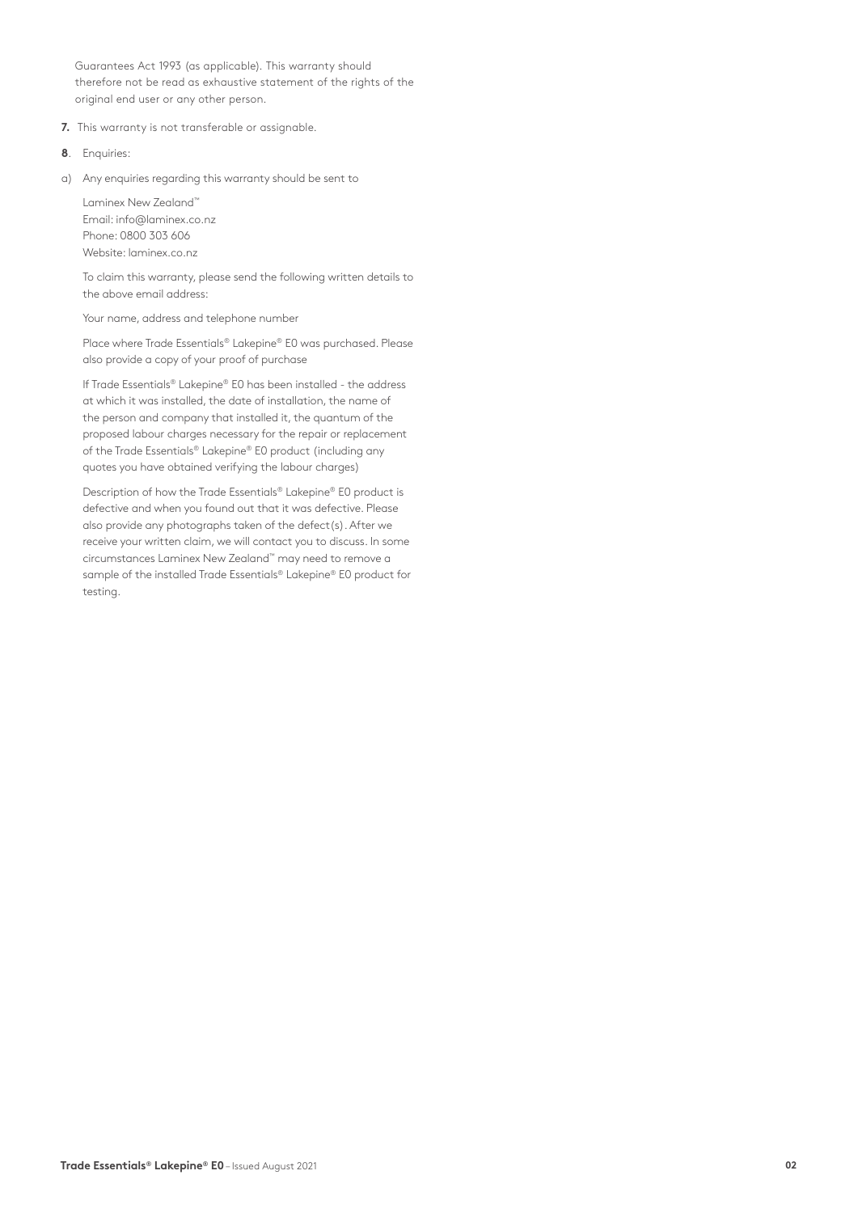Guarantees Act 1993 (as applicable). This warranty should therefore not be read as exhaustive statement of the rights of the original end user or any other person.

**7.** This warranty is not transferable or assignable.

**8**. Enquiries:

a) Any enquiries regarding this warranty should be sent to

Laminex New Zealand™
Email: info@laminex.co.nz
Phone: 0800 303 606
Website: laminex.co.nz

To claim this warranty, please send the following written details to the above email address:

Your name, address and telephone number

Place where Trade Essentials® Lakepine® E0 was purchased. Please also provide a copy of your proof of purchase

If Trade Essentials® Lakepine® E0 has been installed - the address at which it was installed, the date of installation, the name of the person and company that installed it, the quantum of the proposed labour charges necessary for the repair or replacement of the Trade Essentials® Lakepine® E0 product (including any quotes you have obtained verifying the labour charges)

Description of how the Trade Essentials® Lakepine® E0 product is defective and when you found out that it was defective. Please also provide any photographs taken of the defect(s). After we receive your written claim, we will contact you to discuss. In some circumstances Laminex New Zealand™ may need to remove a sample of the installed Trade Essentials® Lakepine® E0 product for testing.